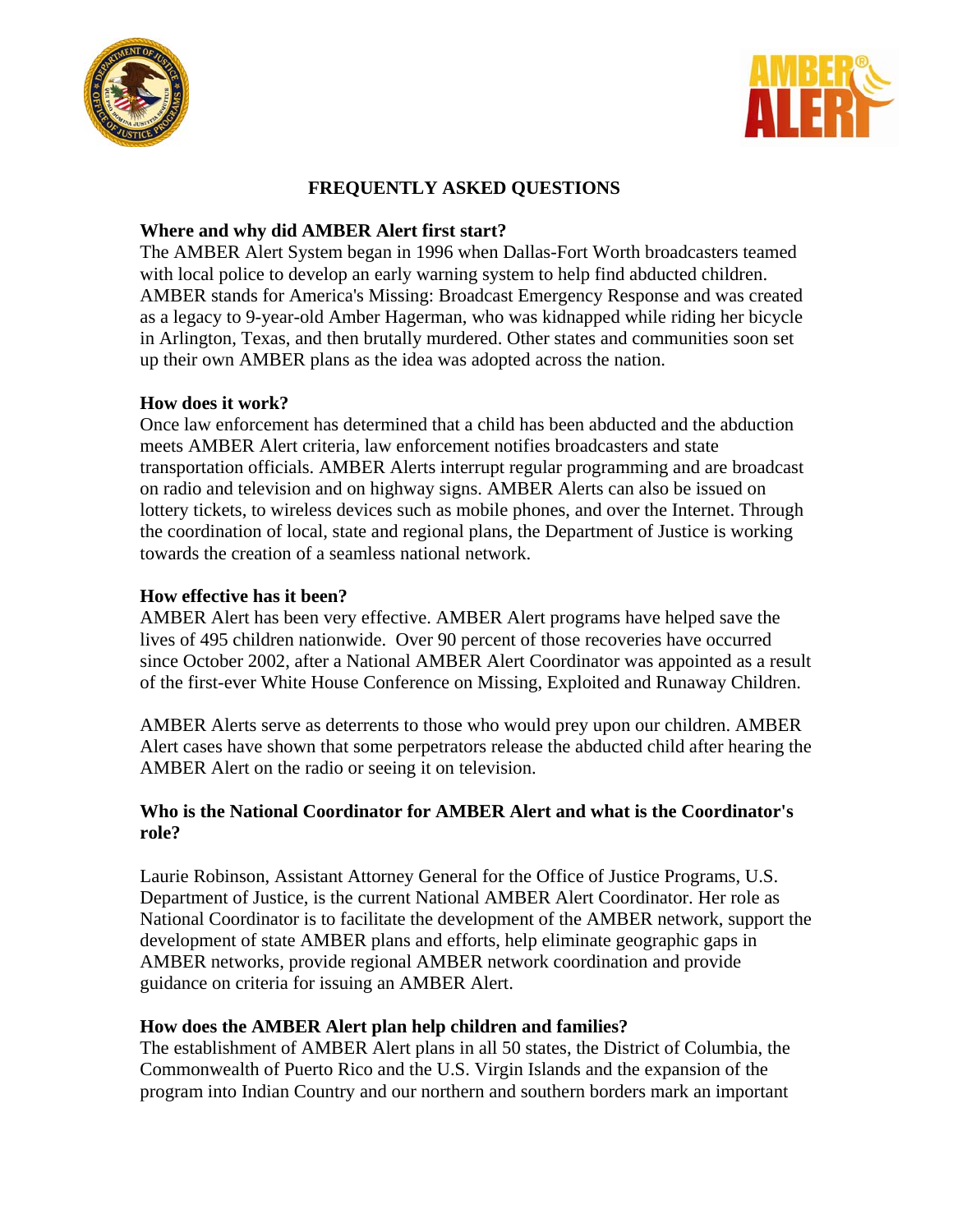# FREQUENTLY ASKED QUESTIONS

**Where and why did AMBER Alert first start?**
The AMBER Alert System began in 1996 when Dallas-Fort Worth broadcasters teamed with local police to develop an early warning system to help find abducted children. AMBER stands for America's Missing: Broadcast Emergency Response and was created as a legacy to 9-year-old Amber Hagerman, who was kidnapped while riding her bicycle in Arlington, Texas, and then brutally murdered. Other states and communities soon set up their own AMBER plans as the idea was adopted across the nation.

**How does it work?**
Once law enforcement has determined that a child has been abducted and the abduction meets AMBER Alert criteria, law enforcement notifies broadcasters and state transportation officials. AMBER Alerts interrupt regular programming and are broadcast on radio and television and on highway signs. AMBER Alerts can also be issued on lottery tickets, to wireless devices such as mobile phones, and over the Internet. Through the coordination of local, state and regional plans, the Department of Justice is working towards the creation of a seamless national network.

**How effective has it been?**
AMBER Alert has been very effective. AMBER Alert programs have helped save the lives of 495 children nationwide. Over 90 percent of those recoveries have occurred since October 2002, after a National AMBER Alert Coordinator was appointed as a result of the first-ever White House Conference on Missing, Exploited and Runaway Children.

AMBER Alerts serve as deterrents to those who would prey upon our children. AMBER Alert cases have shown that some perpetrators release the abducted child after hearing the AMBER Alert on the radio or seeing it on television.

**Who is the National Coordinator for AMBER Alert and what is the Coordinator's role?**

Laurie Robinson, Assistant Attorney General for the Office of Justice Programs, U.S. Department of Justice, is the current National AMBER Alert Coordinator. Her role as National Coordinator is to facilitate the development of the AMBER network, support the development of state AMBER plans and efforts, help eliminate geographic gaps in AMBER networks, provide regional AMBER network coordination and provide guidance on criteria for issuing an AMBER Alert.

**How does the AMBER Alert plan help children and families?**
The establishment of AMBER Alert plans in all 50 states, the District of Columbia, the Commonwealth of Puerto Rico and the U.S. Virgin Islands and the expansion of the program into Indian Country and our northern and southern borders mark an important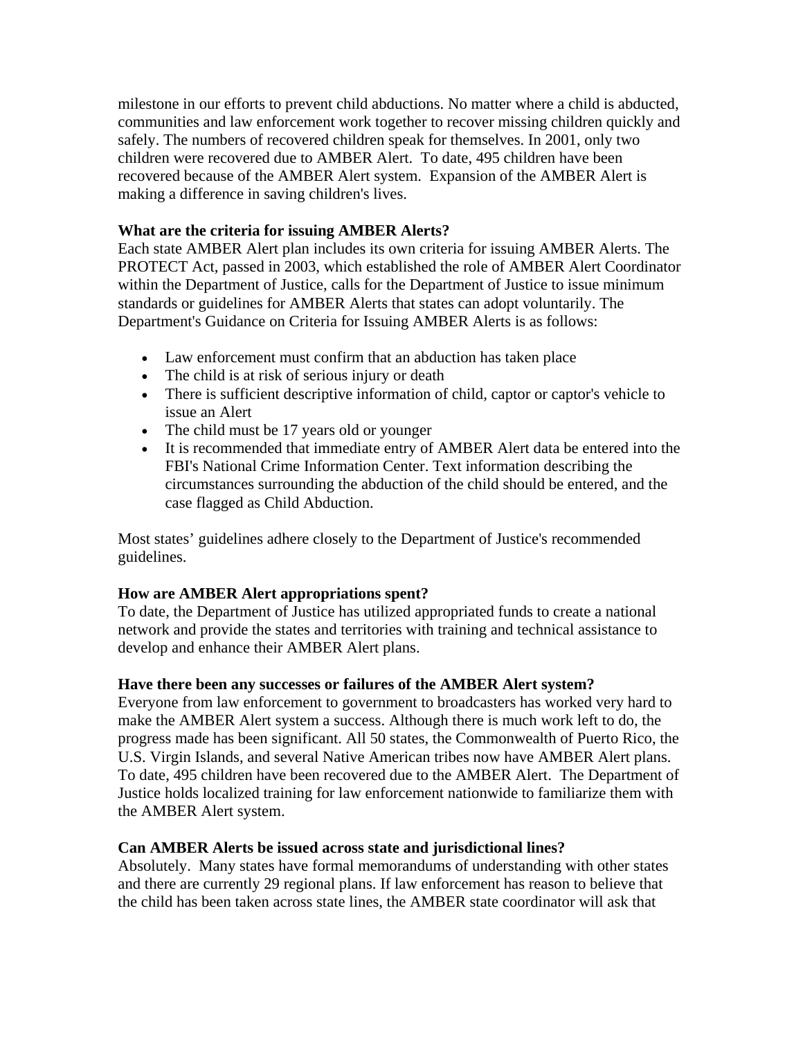milestone in our efforts to prevent child abductions. No matter where a child is abducted, communities and law enforcement work together to recover missing children quickly and safely. The numbers of recovered children speak for themselves. In 2001, only two children were recovered due to AMBER Alert. To date, 495 children have been recovered because of the AMBER Alert system. Expansion of the AMBER Alert is making a difference in saving children's lives.

**What are the criteria for issuing AMBER Alerts?**
Each state AMBER Alert plan includes its own criteria for issuing AMBER Alerts. The PROTECT Act, passed in 2003, which established the role of AMBER Alert Coordinator within the Department of Justice, calls for the Department of Justice to issue minimum standards or guidelines for AMBER Alerts that states can adopt voluntarily. The Department's Guidance on Criteria for Issuing AMBER Alerts is as follows:

- Law enforcement must confirm that an abduction has taken place
- The child is at risk of serious injury or death
- There is sufficient descriptive information of child, captor or captor's vehicle to issue an Alert
- The child must be 17 years old or younger
- It is recommended that immediate entry of AMBER Alert data be entered into the FBI's National Crime Information Center. Text information describing the circumstances surrounding the abduction of the child should be entered, and the case flagged as Child Abduction.

Most states' guidelines adhere closely to the Department of Justice's recommended guidelines.

**How are AMBER Alert appropriations spent?**
To date, the Department of Justice has utilized appropriated funds to create a national network and provide the states and territories with training and technical assistance to develop and enhance their AMBER Alert plans.

**Have there been any successes or failures of the AMBER Alert system?**
Everyone from law enforcement to government to broadcasters has worked very hard to make the AMBER Alert system a success. Although there is much work left to do, the progress made has been significant. All 50 states, the Commonwealth of Puerto Rico, the U.S. Virgin Islands, and several Native American tribes now have AMBER Alert plans. To date, 495 children have been recovered due to the AMBER Alert. The Department of Justice holds localized training for law enforcement nationwide to familiarize them with the AMBER Alert system.

**Can AMBER Alerts be issued across state and jurisdictional lines?**
Absolutely. Many states have formal memorandums of understanding with other states and there are currently 29 regional plans. If law enforcement has reason to believe that the child has been taken across state lines, the AMBER state coordinator will ask that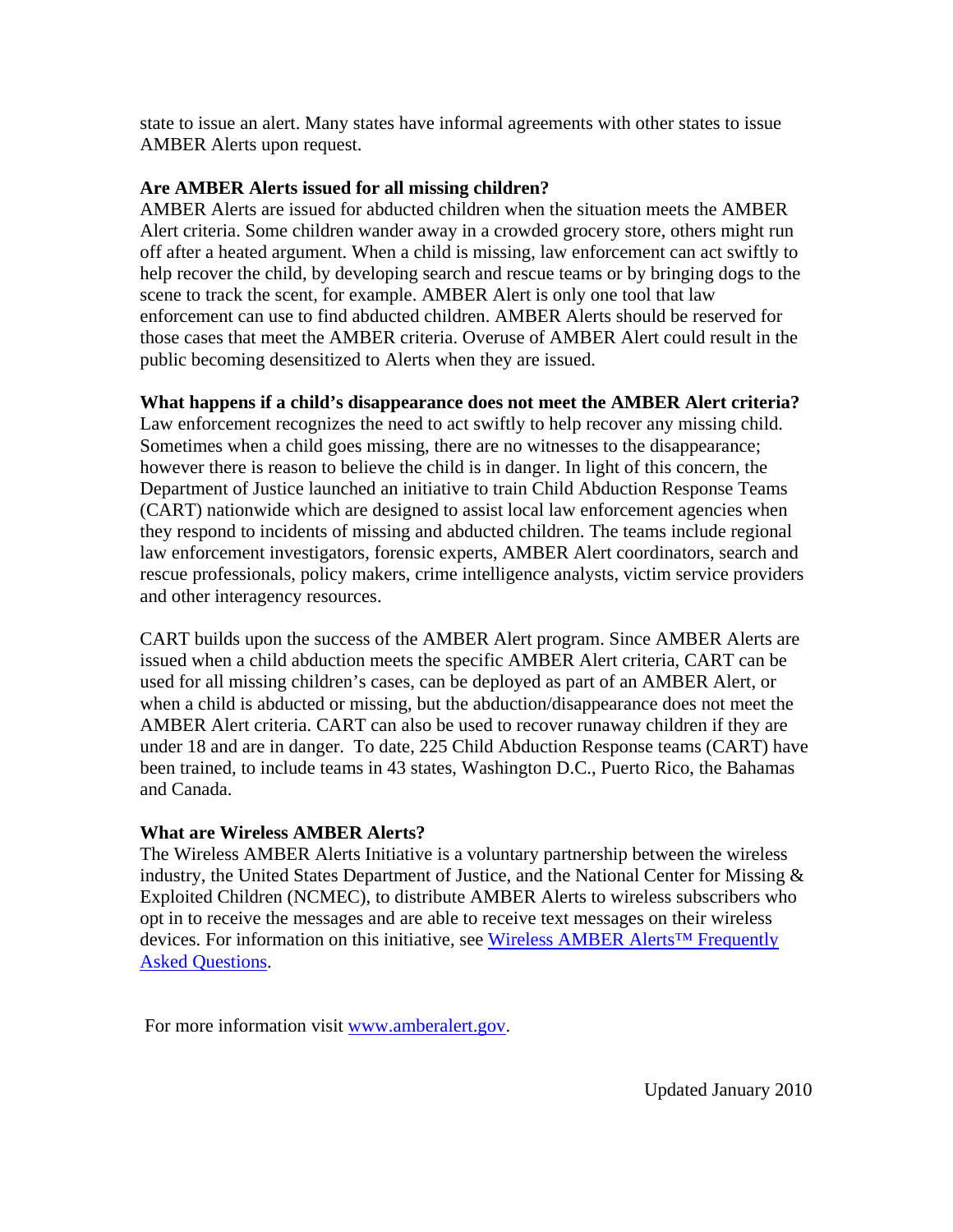state to issue an alert. Many states have informal agreements with other states to issue AMBER Alerts upon request.

**Are AMBER Alerts issued for all missing children?**

AMBER Alerts are issued for abducted children when the situation meets the AMBER Alert criteria. Some children wander away in a crowded grocery store, others might run off after a heated argument. When a child is missing, law enforcement can act swiftly to help recover the child, by developing search and rescue teams or by bringing dogs to the scene to track the scent, for example. AMBER Alert is only one tool that law enforcement can use to find abducted children. AMBER Alerts should be reserved for those cases that meet the AMBER criteria. Overuse of AMBER Alert could result in the public becoming desensitized to Alerts when they are issued.

**What happens if a child's disappearance does not meet the AMBER Alert criteria?**

Law enforcement recognizes the need to act swiftly to help recover any missing child. Sometimes when a child goes missing, there are no witnesses to the disappearance; however there is reason to believe the child is in danger. In light of this concern, the Department of Justice launched an initiative to train Child Abduction Response Teams (CART) nationwide which are designed to assist local law enforcement agencies when they respond to incidents of missing and abducted children. The teams include regional law enforcement investigators, forensic experts, AMBER Alert coordinators, search and rescue professionals, policy makers, crime intelligence analysts, victim service providers and other interagency resources.

CART builds upon the success of the AMBER Alert program. Since AMBER Alerts are issued when a child abduction meets the specific AMBER Alert criteria, CART can be used for all missing children's cases, can be deployed as part of an AMBER Alert, or when a child is abducted or missing, but the abduction/disappearance does not meet the AMBER Alert criteria. CART can also be used to recover runaway children if they are under 18 and are in danger. To date, 225 Child Abduction Response teams (CART) have been trained, to include teams in 43 states, Washington D.C., Puerto Rico, the Bahamas and Canada.

**What are Wireless AMBER Alerts?**

The Wireless AMBER Alerts Initiative is a voluntary partnership between the wireless industry, the United States Department of Justice, and the National Center for Missing & Exploited Children (NCMEC), to distribute AMBER Alerts to wireless subscribers who opt in to receive the messages and are able to receive text messages on their wireless devices. For information on this initiative, see Wireless AMBER Alerts™ Frequently Asked Questions.

For more information visit www.amberalert.gov.

Updated January 2010